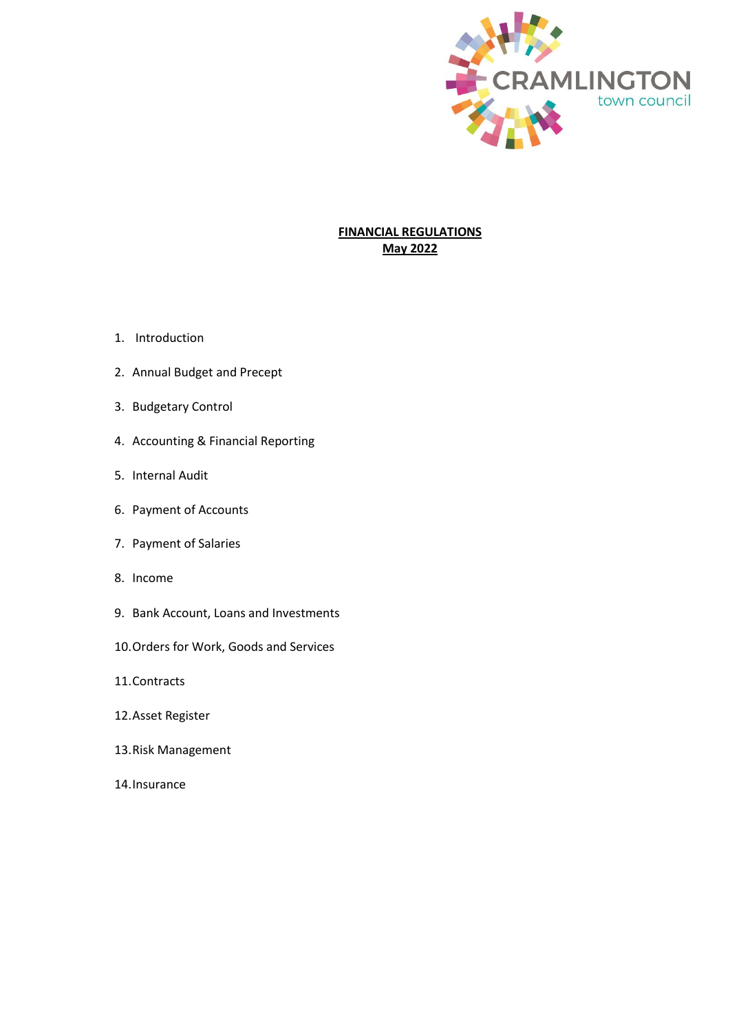CRAMLINGTON town council

# FINANCIAL REGULATIONS
## May 2022

1. Introduction
2. Annual Budget and Precept
3. Budgetary Control
4. Accounting & Financial Reporting
5. Internal Audit
6. Payment of Accounts
7. Payment of Salaries
8. Income
9. Bank Account, Loans and Investments
10. Orders for Work, Goods and Services
11. Contracts
12. Asset Register
13. Risk Management
14. Insurance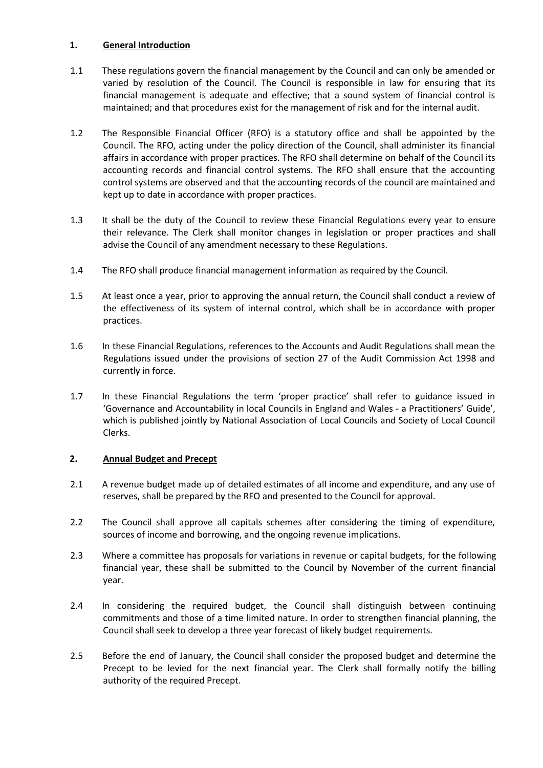## 1. General Introduction

1.1 These regulations govern the financial management by the Council and can only be amended or varied by resolution of the Council. The Council is responsible in law for ensuring that its financial management is adequate and effective; that a sound system of financial control is maintained; and that procedures exist for the management of risk and for the internal audit.

1.2 The Responsible Financial Officer (RFO) is a statutory office and shall be appointed by the Council. The RFO, acting under the policy direction of the Council, shall administer its financial affairs in accordance with proper practices. The RFO shall determine on behalf of the Council its accounting records and financial control systems. The RFO shall ensure that the accounting control systems are observed and that the accounting records of the council are maintained and kept up to date in accordance with proper practices.

1.3 It shall be the duty of the Council to review these Financial Regulations every year to ensure their relevance. The Clerk shall monitor changes in legislation or proper practices and shall advise the Council of any amendment necessary to these Regulations.

1.4 The RFO shall produce financial management information as required by the Council.

1.5 At least once a year, prior to approving the annual return, the Council shall conduct a review of the effectiveness of its system of internal control, which shall be in accordance with proper practices.

1.6 In these Financial Regulations, references to the Accounts and Audit Regulations shall mean the Regulations issued under the provisions of section 27 of the Audit Commission Act 1998 and currently in force.

1.7 In these Financial Regulations the term 'proper practice' shall refer to guidance issued in 'Governance and Accountability in local Councils in England and Wales - a Practitioners' Guide', which is published jointly by National Association of Local Councils and Society of Local Council Clerks.

## 2. Annual Budget and Precept

2.1 A revenue budget made up of detailed estimates of all income and expenditure, and any use of reserves, shall be prepared by the RFO and presented to the Council for approval.

2.2 The Council shall approve all capitals schemes after considering the timing of expenditure, sources of income and borrowing, and the ongoing revenue implications.

2.3 Where a committee has proposals for variations in revenue or capital budgets, for the following financial year, these shall be submitted to the Council by November of the current financial year.

2.4 In considering the required budget, the Council shall distinguish between continuing commitments and those of a time limited nature. In order to strengthen financial planning, the Council shall seek to develop a three year forecast of likely budget requirements.

2.5 Before the end of January, the Council shall consider the proposed budget and determine the Precept to be levied for the next financial year. The Clerk shall formally notify the billing authority of the required Precept.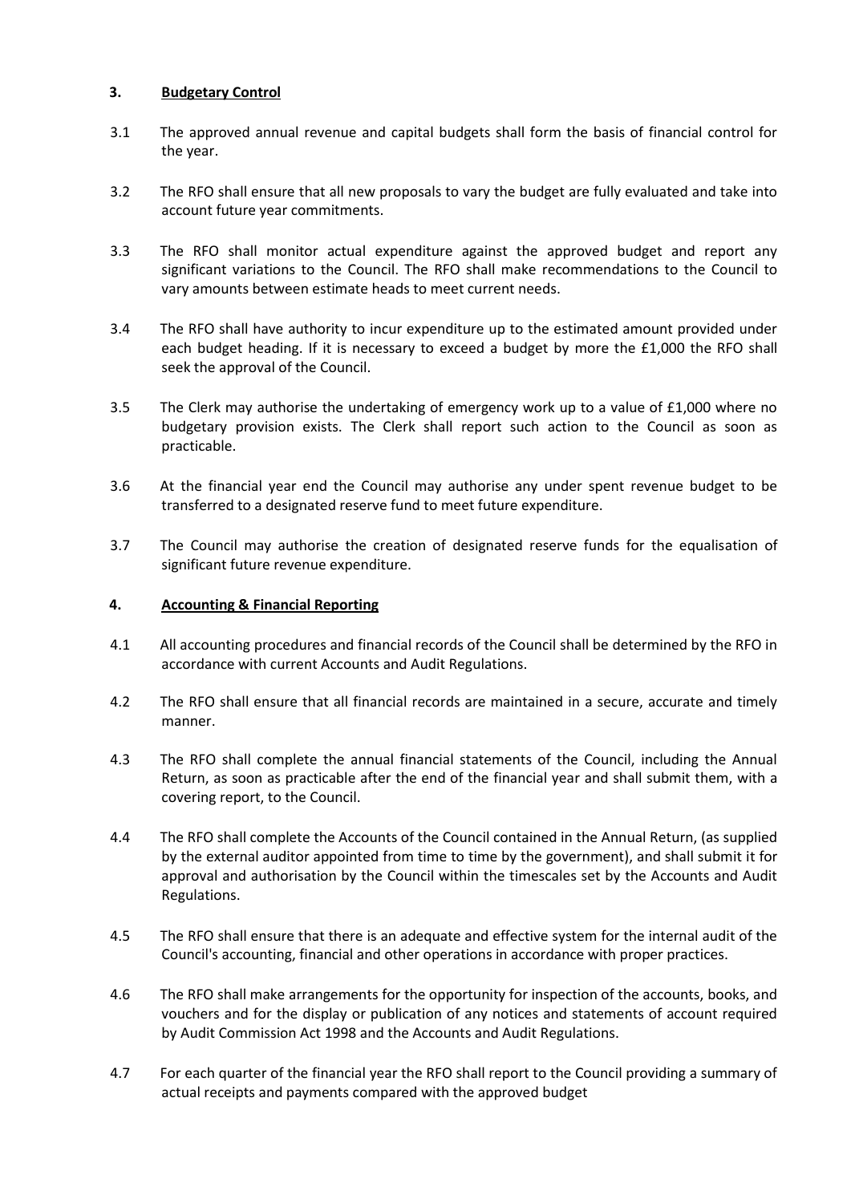## 3. Budgetary Control

3.1 The approved annual revenue and capital budgets shall form the basis of financial control for the year.

3.2 The RFO shall ensure that all new proposals to vary the budget are fully evaluated and take into account future year commitments.

3.3 The RFO shall monitor actual expenditure against the approved budget and report any significant variations to the Council. The RFO shall make recommendations to the Council to vary amounts between estimate heads to meet current needs.

3.4 The RFO shall have authority to incur expenditure up to the estimated amount provided under each budget heading. If it is necessary to exceed a budget by more the £1,000 the RFO shall seek the approval of the Council.

3.5 The Clerk may authorise the undertaking of emergency work up to a value of £1,000 where no budgetary provision exists. The Clerk shall report such action to the Council as soon as practicable.

3.6 At the financial year end the Council may authorise any under spent revenue budget to be transferred to a designated reserve fund to meet future expenditure.

3.7 The Council may authorise the creation of designated reserve funds for the equalisation of significant future revenue expenditure.

## 4. Accounting & Financial Reporting

4.1 All accounting procedures and financial records of the Council shall be determined by the RFO in accordance with current Accounts and Audit Regulations.

4.2 The RFO shall ensure that all financial records are maintained in a secure, accurate and timely manner.

4.3 The RFO shall complete the annual financial statements of the Council, including the Annual Return, as soon as practicable after the end of the financial year and shall submit them, with a covering report, to the Council.

4.4 The RFO shall complete the Accounts of the Council contained in the Annual Return, (as supplied by the external auditor appointed from time to time by the government), and shall submit it for approval and authorisation by the Council within the timescales set by the Accounts and Audit Regulations.

4.5 The RFO shall ensure that there is an adequate and effective system for the internal audit of the Council's accounting, financial and other operations in accordance with proper practices.

4.6 The RFO shall make arrangements for the opportunity for inspection of the accounts, books, and vouchers and for the display or publication of any notices and statements of account required by Audit Commission Act 1998 and the Accounts and Audit Regulations.

4.7 For each quarter of the financial year the RFO shall report to the Council providing a summary of actual receipts and payments compared with the approved budget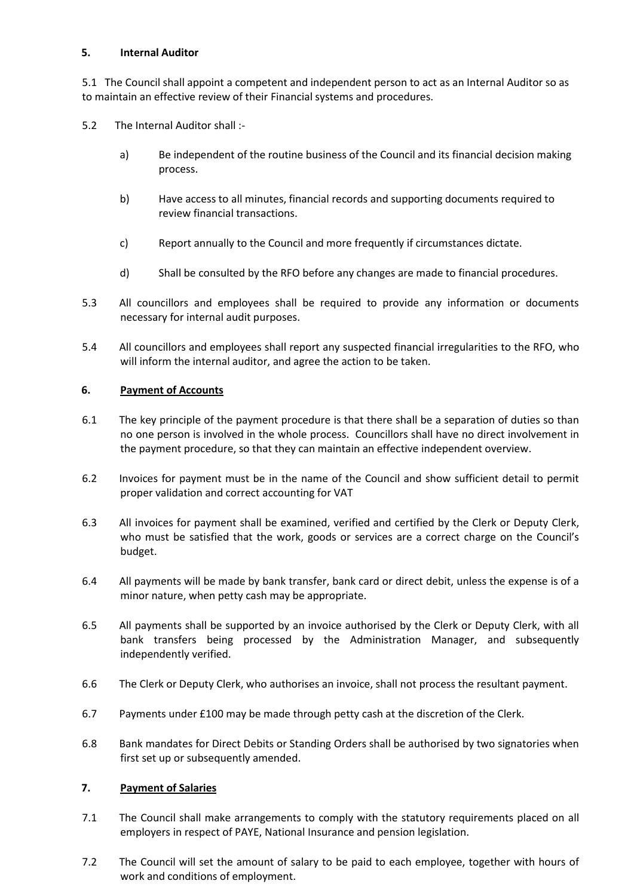## 5. Internal Auditor

5.1 The Council shall appoint a competent and independent person to act as an Internal Auditor so as to maintain an effective review of their Financial systems and procedures.

5.2 The Internal Auditor shall :-

a) Be independent of the routine business of the Council and its financial decision making process.

b) Have access to all minutes, financial records and supporting documents required to review financial transactions.

c) Report annually to the Council and more frequently if circumstances dictate.

d) Shall be consulted by the RFO before any changes are made to financial procedures.

5.3 All councillors and employees shall be required to provide any information or documents necessary for internal audit purposes.

5.4 All councillors and employees shall report any suspected financial irregularities to the RFO, who will inform the internal auditor, and agree the action to be taken.

## 6. <u>Payment of Accounts</u>

6.1 The key principle of the payment procedure is that there shall be a separation of duties so than no one person is involved in the whole process. Councillors shall have no direct involvement in the payment procedure, so that they can maintain an effective independent overview.

6.2 Invoices for payment must be in the name of the Council and show sufficient detail to permit proper validation and correct accounting for VAT

6.3 All invoices for payment shall be examined, verified and certified by the Clerk or Deputy Clerk, who must be satisfied that the work, goods or services are a correct charge on the Council's budget.

6.4 All payments will be made by bank transfer, bank card or direct debit, unless the expense is of a minor nature, when petty cash may be appropriate.

6.5 All payments shall be supported by an invoice authorised by the Clerk or Deputy Clerk, with all bank transfers being processed by the Administration Manager, and subsequently independently verified.

6.6 The Clerk or Deputy Clerk, who authorises an invoice, shall not process the resultant payment.

6.7 Payments under £100 may be made through petty cash at the discretion of the Clerk.

6.8 Bank mandates for Direct Debits or Standing Orders shall be authorised by two signatories when first set up or subsequently amended.

## 7. <u>Payment of Salaries</u>

7.1 The Council shall make arrangements to comply with the statutory requirements placed on all employers in respect of PAYE, National Insurance and pension legislation.

7.2 The Council will set the amount of salary to be paid to each employee, together with hours of work and conditions of employment.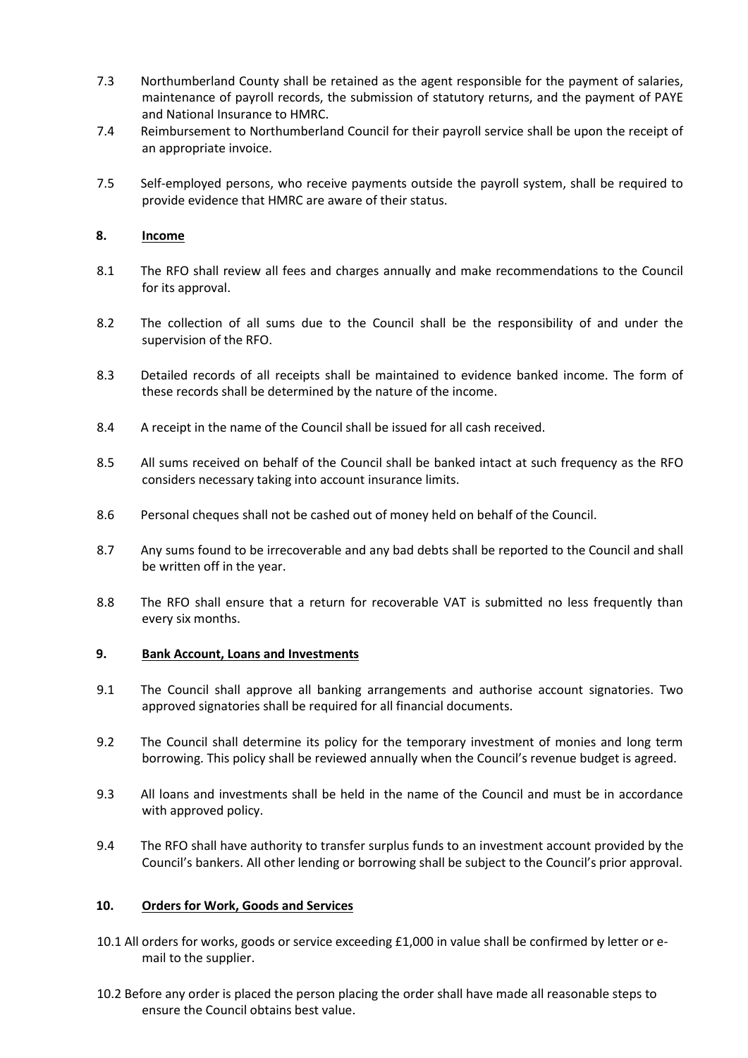7.3 Northumberland County shall be retained as the agent responsible for the payment of salaries, maintenance of payroll records, the submission of statutory returns, and the payment of PAYE and National Insurance to HMRC.

7.4 Reimbursement to Northumberland Council for their payroll service shall be upon the receipt of an appropriate invoice.

7.5 Self-employed persons, who receive payments outside the payroll system, shall be required to provide evidence that HMRC are aware of their status.

## 8. Income

8.1 The RFO shall review all fees and charges annually and make recommendations to the Council for its approval.

8.2 The collection of all sums due to the Council shall be the responsibility of and under the supervision of the RFO.

8.3 Detailed records of all receipts shall be maintained to evidence banked income. The form of these records shall be determined by the nature of the income.

8.4 A receipt in the name of the Council shall be issued for all cash received.

8.5 All sums received on behalf of the Council shall be banked intact at such frequency as the RFO considers necessary taking into account insurance limits.

8.6 Personal cheques shall not be cashed out of money held on behalf of the Council.

8.7 Any sums found to be irrecoverable and any bad debts shall be reported to the Council and shall be written off in the year.

8.8 The RFO shall ensure that a return for recoverable VAT is submitted no less frequently than every six months.

## 9. Bank Account, Loans and Investments

9.1 The Council shall approve all banking arrangements and authorise account signatories. Two approved signatories shall be required for all financial documents.

9.2 The Council shall determine its policy for the temporary investment of monies and long term borrowing. This policy shall be reviewed annually when the Council's revenue budget is agreed.

9.3 All loans and investments shall be held in the name of the Council and must be in accordance with approved policy.

9.4 The RFO shall have authority to transfer surplus funds to an investment account provided by the Council's bankers. All other lending or borrowing shall be subject to the Council's prior approval.

## 10. Orders for Work, Goods and Services

10.1 All orders for works, goods or service exceeding £1,000 in value shall be confirmed by letter or e-mail to the supplier.

10.2 Before any order is placed the person placing the order shall have made all reasonable steps to ensure the Council obtains best value.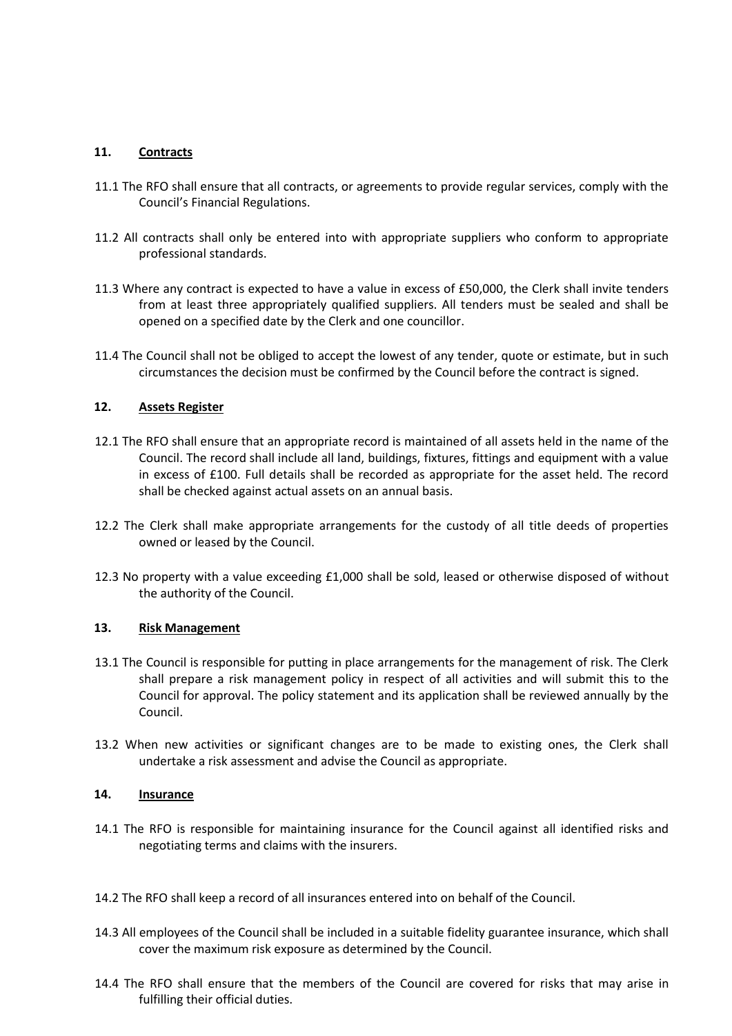## 11. Contracts

11.1 The RFO shall ensure that all contracts, or agreements to provide regular services, comply with the Council's Financial Regulations.

11.2 All contracts shall only be entered into with appropriate suppliers who conform to appropriate professional standards.

11.3 Where any contract is expected to have a value in excess of £50,000, the Clerk shall invite tenders from at least three appropriately qualified suppliers. All tenders must be sealed and shall be opened on a specified date by the Clerk and one councillor.

11.4 The Council shall not be obliged to accept the lowest of any tender, quote or estimate, but in such circumstances the decision must be confirmed by the Council before the contract is signed.

## 12. Assets Register

12.1 The RFO shall ensure that an appropriate record is maintained of all assets held in the name of the Council. The record shall include all land, buildings, fixtures, fittings and equipment with a value in excess of £100. Full details shall be recorded as appropriate for the asset held. The record shall be checked against actual assets on an annual basis.

12.2 The Clerk shall make appropriate arrangements for the custody of all title deeds of properties owned or leased by the Council.

12.3 No property with a value exceeding £1,000 shall be sold, leased or otherwise disposed of without the authority of the Council.

## 13. Risk Management

13.1 The Council is responsible for putting in place arrangements for the management of risk. The Clerk shall prepare a risk management policy in respect of all activities and will submit this to the Council for approval. The policy statement and its application shall be reviewed annually by the Council.

13.2 When new activities or significant changes are to be made to existing ones, the Clerk shall undertake a risk assessment and advise the Council as appropriate.

## 14. Insurance

14.1 The RFO is responsible for maintaining insurance for the Council against all identified risks and negotiating terms and claims with the insurers.

14.2 The RFO shall keep a record of all insurances entered into on behalf of the Council.

14.3 All employees of the Council shall be included in a suitable fidelity guarantee insurance, which shall cover the maximum risk exposure as determined by the Council.

14.4 The RFO shall ensure that the members of the Council are covered for risks that may arise in fulfilling their official duties.